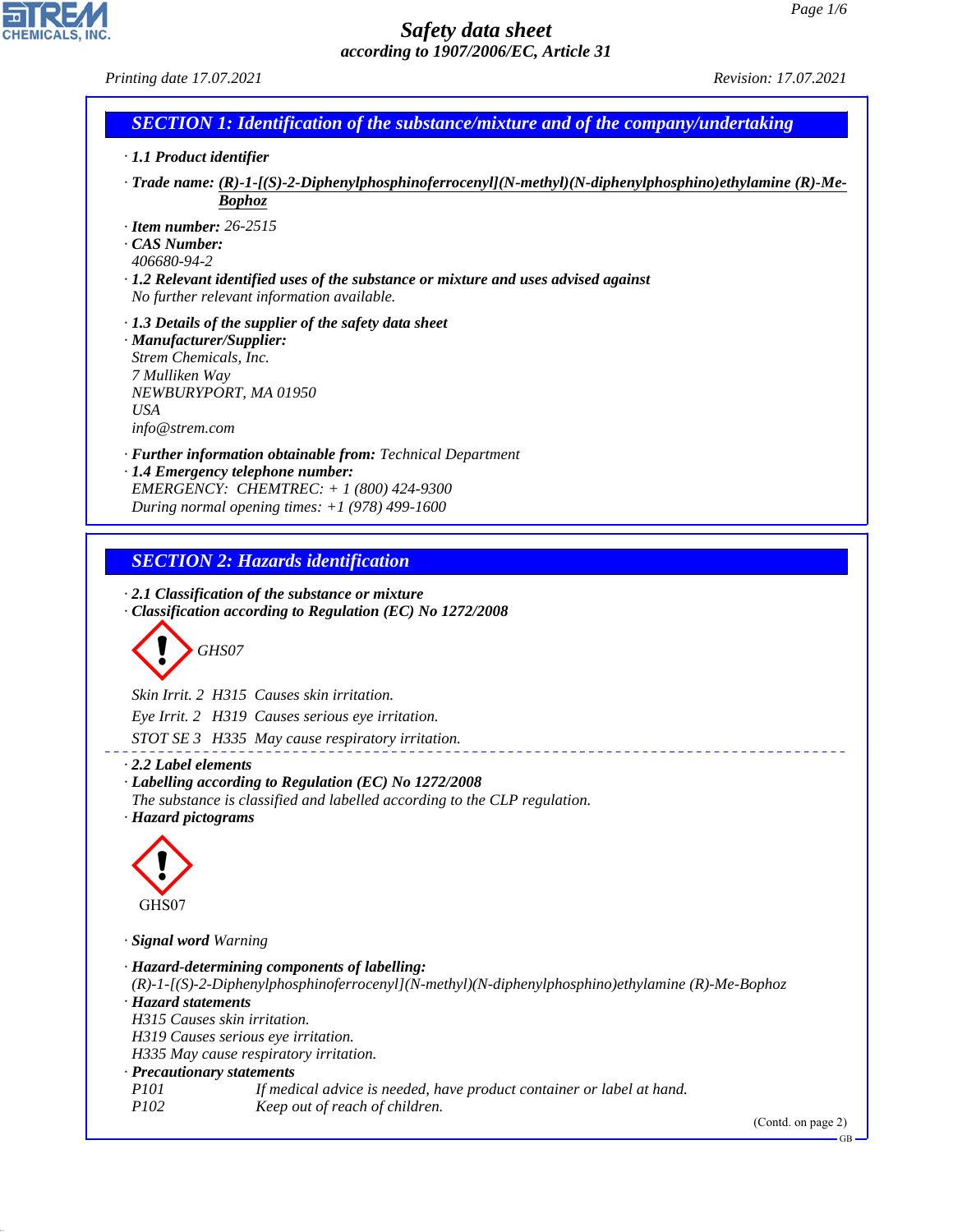# Safety data sheet

*according to 1907/2006/EC, Article 31*

Printing date 17.07.2021 Revision: 17.07.2021

## SECTION 1: Identification of the substance/mixture and of the company/undertaking

· **1.1 Product identifier**

· **Trade name: (R)-1-[(S)-2-Diphenylphosphinoferrocenyl](N-methyl)(N-diphenylphosphino)ethylamine (R)-Me-Bophoz**

· **Item number:** 26-2515
· **CAS Number:**
406680-94-2
· **1.2 Relevant identified uses of the substance or mixture and uses advised against**
No further relevant information available.

· **1.3 Details of the supplier of the safety data sheet**
· **Manufacturer/Supplier:**
Strem Chemicals, Inc.
7 Mulliken Way
NEWBURYPORT, MA 01950
USA
info@strem.com

· **Further information obtainable from:** Technical Department
· **1.4 Emergency telephone number:**
EMERGENCY: CHEMTREC: + 1 (800) 424-9300
During normal opening times: +1 (978) 499-1600

## SECTION 2: Hazards identification

· **2.1 Classification of the substance or mixture**
· **Classification according to Regulation (EC) No 1272/2008**

GHS07

Skin Irrit. 2 H315 Causes skin irritation.

Eye Irrit. 2 H319 Causes serious eye irritation.

STOT SE 3 H335 May cause respiratory irritation.

· **2.2 Label elements**
· **Labelling according to Regulation (EC) No 1272/2008**
The substance is classified and labelled according to the CLP regulation.
· **Hazard pictograms**

GHS07

· **Signal word** Warning

· **Hazard-determining components of labelling:**
(R)-1-[(S)-2-Diphenylphosphinoferrocenyl](N-methyl)(N-diphenylphosphino)ethylamine (R)-Me-Bophoz
· **Hazard statements**
H315 Causes skin irritation.
H319 Causes serious eye irritation.
H335 May cause respiratory irritation.
· **Precautionary statements**
P101 If medical advice is needed, have product container or label at hand.
P102 Keep out of reach of children.

(Contd. on page 2)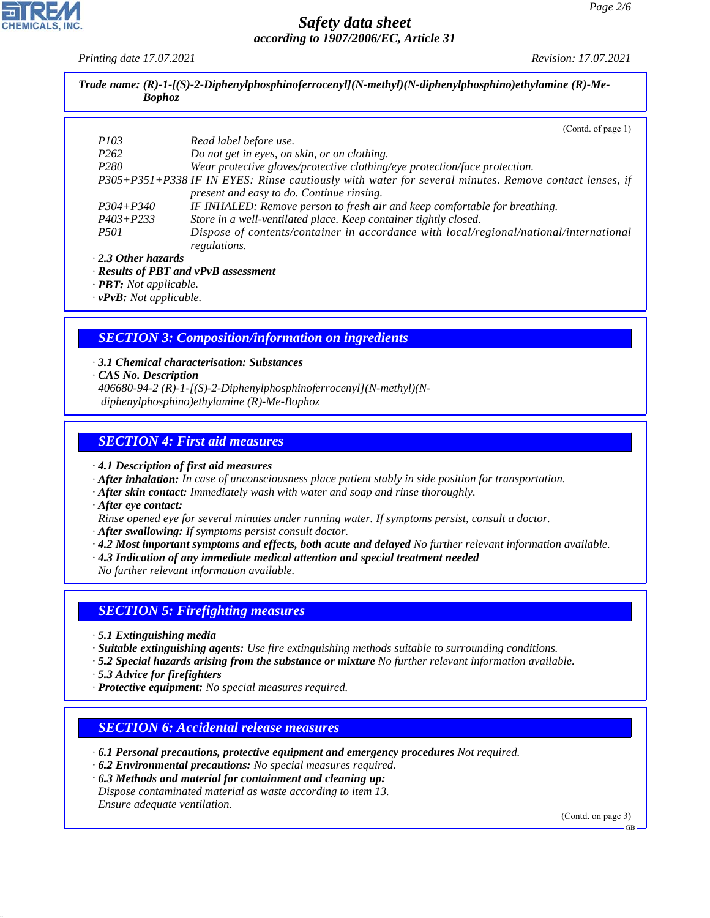**Trade name: (R)-1-[(S)-2-Diphenylphosphinoferrocenyl](N-methyl)(N-diphenylphosphino)ethylamine (R)-Me-Bophoz**

(Contd. of page 1)

| | |
|---|---|
| P103 | Read label before use. |
| P262 | Do not get in eyes, on skin, or on clothing. |
| P280 | Wear protective gloves/protective clothing/eye protection/face protection. |
| P305+P351+P338 | IF IN EYES: Rinse cautiously with water for several minutes. Remove contact lenses, if present and easy to do. Continue rinsing. |
| P304+P340 | IF INHALED: Remove person to fresh air and keep comfortable for breathing. |
| P403+P233 | Store in a well-ventilated place. Keep container tightly closed. |
| P501 | Dispose of contents/container in accordance with local/regional/national/international regulations. |

· **2.3 Other hazards**
· **Results of PBT and vPvB assessment**
· **PBT:** Not applicable.
· **vPvB:** Not applicable.

## SECTION 3: Composition/information on ingredients

· **3.1 Chemical characterisation: Substances**
· **CAS No. Description**
406680-94-2 (R)-1-[(S)-2-Diphenylphosphinoferrocenyl](N-methyl)(N-diphenylphosphino)ethylamine (R)-Me-Bophoz

## SECTION 4: First aid measures

· **4.1 Description of first aid measures**
· **After inhalation:** In case of unconsciousness place patient stably in side position for transportation.
· **After skin contact:** Immediately wash with water and soap and rinse thoroughly.
· **After eye contact:**
Rinse opened eye for several minutes under running water. If symptoms persist, consult a doctor.
· **After swallowing:** If symptoms persist consult doctor.
· **4.2 Most important symptoms and effects, both acute and delayed** No further relevant information available.
· **4.3 Indication of any immediate medical attention and special treatment needed**
No further relevant information available.

## SECTION 5: Firefighting measures

· **5.1 Extinguishing media**
· **Suitable extinguishing agents:** Use fire extinguishing methods suitable to surrounding conditions.
· **5.2 Special hazards arising from the substance or mixture** No further relevant information available.
· **5.3 Advice for firefighters**
· **Protective equipment:** No special measures required.

## SECTION 6: Accidental release measures

· **6.1 Personal precautions, protective equipment and emergency procedures** Not required.
· **6.2 Environmental precautions:** No special measures required.
· **6.3 Methods and material for containment and cleaning up:**
Dispose contaminated material as waste according to item 13.
Ensure adequate ventilation.

(Contd. on page 3)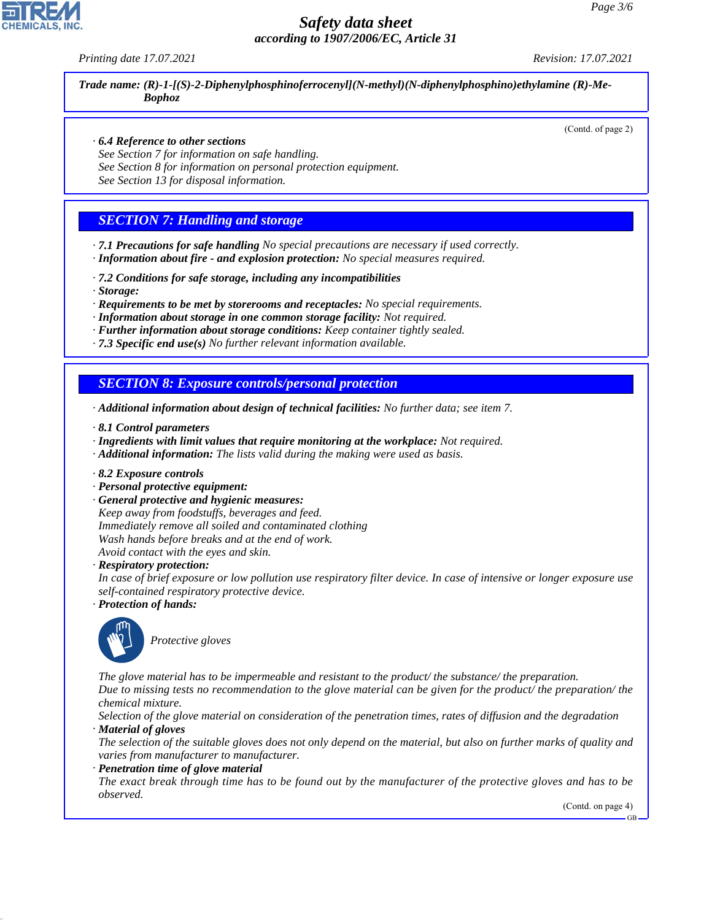Trade name: **(R)-1-[(S)-2-Diphenylphosphinoferrocenyl](N-methyl)(N-diphenylphosphino)ethylamine (R)-Me-Bophoz**

(Contd. of page 2)

· **6.4 Reference to other sections**
See Section 7 for information on safe handling.
See Section 8 for information on personal protection equipment.
See Section 13 for disposal information.

## SECTION 7: Handling and storage

· **7.1 Precautions for safe handling** No special precautions are necessary if used correctly.
· **Information about fire - and explosion protection:** No special measures required.

· **7.2 Conditions for safe storage, including any incompatibilities**
· **Storage:**
· **Requirements to be met by storerooms and receptacles:** No special requirements.
· **Information about storage in one common storage facility:** Not required.
· **Further information about storage conditions:** Keep container tightly sealed.
· **7.3 Specific end use(s)** No further relevant information available.

## SECTION 8: Exposure controls/personal protection

· **Additional information about design of technical facilities:** No further data; see item 7.

· **8.1 Control parameters**
· **Ingredients with limit values that require monitoring at the workplace:** Not required.
· **Additional information:** The lists valid during the making were used as basis.

· **8.2 Exposure controls**
· **Personal protective equipment:**
· **General protective and hygienic measures:**
Keep away from foodstuffs, beverages and feed.
Immediately remove all soiled and contaminated clothing
Wash hands before breaks and at the end of work.
Avoid contact with the eyes and skin.
· **Respiratory protection:**
In case of brief exposure or low pollution use respiratory filter device. In case of intensive or longer exposure use self-contained respiratory protective device.
· **Protection of hands:**

Protective gloves

The glove material has to be impermeable and resistant to the product/ the substance/ the preparation.
Due to missing tests no recommendation to the glove material can be given for the product/ the preparation/ the chemical mixture.
Selection of the glove material on consideration of the penetration times, rates of diffusion and the degradation
· **Material of gloves**
The selection of the suitable gloves does not only depend on the material, but also on further marks of quality and varies from manufacturer to manufacturer.
· **Penetration time of glove material**
The exact break through time has to be found out by the manufacturer of the protective gloves and has to be observed.

(Contd. on page 4)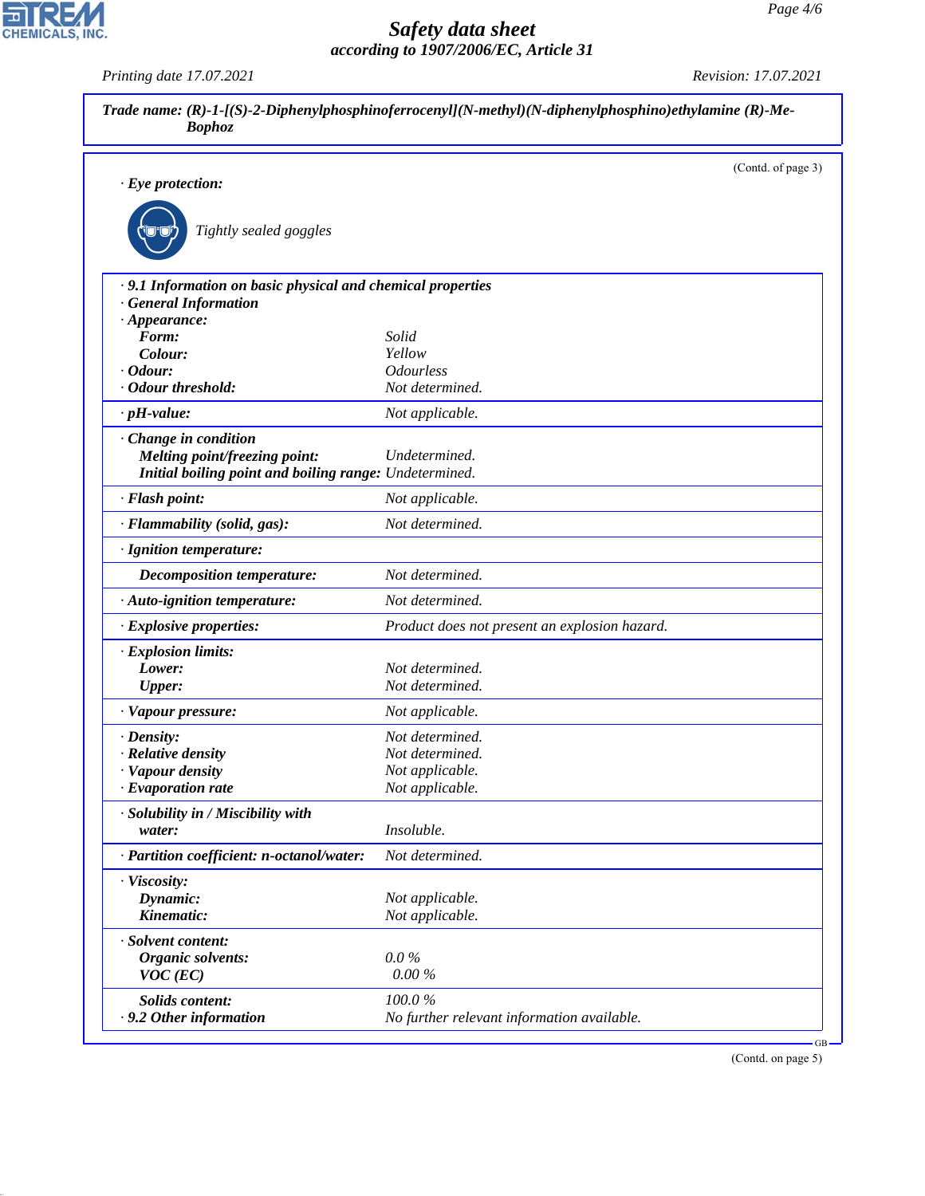**Trade name: (R)-1-[(S)-2-Diphenylphosphinoferrocenyl](N-methyl)(N-diphenylphosphino)ethylamine (R)-Me-Bophoz**

(Contd. of page 3)

· **Eye protection:**

Tightly sealed goggles

| | |
|---|---|
| · **9.1 Information on basic physical and chemical properties** | |
| · **General Information** | |
| · **Appearance:** | |
| **Form:** | Solid |
| **Colour:** | Yellow |
| · **Odour:** | Odourless |
| · **Odour threshold:** | Not determined. |
| · **pH-value:** | Not applicable. |
| · **Change in condition** | |
| **Melting point/freezing point:** | Undetermined. |
| **Initial boiling point and boiling range:** | Undetermined. |
| · **Flash point:** | Not applicable. |
| · **Flammability (solid, gas):** | Not determined. |
| · **Ignition temperature:** | |
| **Decomposition temperature:** | Not determined. |
| · **Auto-ignition temperature:** | Not determined. |
| · **Explosive properties:** | Product does not present an explosion hazard. |
| · **Explosion limits:** | |
| **Lower:** | Not determined. |
| **Upper:** | Not determined. |
| · **Vapour pressure:** | Not applicable. |
| · **Density:** | Not determined. |
| · **Relative density** | Not determined. |
| · **Vapour density** | Not applicable. |
| · **Evaporation rate** | Not applicable. |
| · **Solubility in / Miscibility with** | |
| **water:** | Insoluble. |
| · **Partition coefficient: n-octanol/water:** | Not determined. |
| · **Viscosity:** | |
| **Dynamic:** | Not applicable. |
| **Kinematic:** | Not applicable. |
| · **Solvent content:** | |
| **Organic solvents:** | 0.0 % |
| **VOC (EC)** | 0.00 % |
| **Solids content:** | 100.0 % |
| · **9.2 Other information** | No further relevant information available. |

(Contd. on page 5)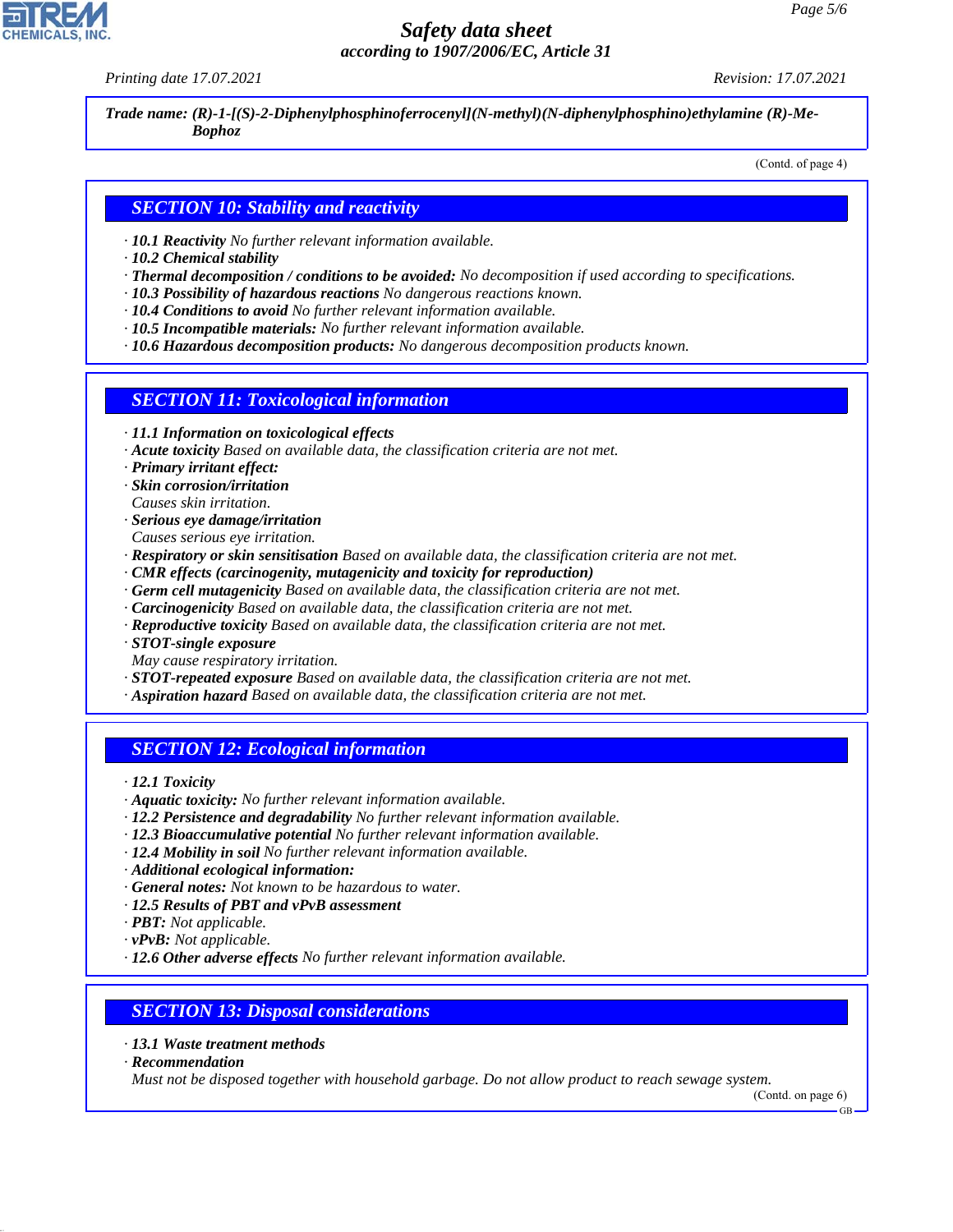**Trade name: (R)-1-[(S)-2-Diphenylphosphinoferrocenyl](N-methyl)(N-diphenylphosphino)ethylamine (R)-Me-Bophoz**

(Contd. of page 4)

## SECTION 10: Stability and reactivity

· **10.1 Reactivity** No further relevant information available.
· **10.2 Chemical stability**
· **Thermal decomposition / conditions to be avoided:** No decomposition if used according to specifications.
· **10.3 Possibility of hazardous reactions** No dangerous reactions known.
· **10.4 Conditions to avoid** No further relevant information available.
· **10.5 Incompatible materials:** No further relevant information available.
· **10.6 Hazardous decomposition products:** No dangerous decomposition products known.

## SECTION 11: Toxicological information

· **11.1 Information on toxicological effects**
· **Acute toxicity** Based on available data, the classification criteria are not met.
· **Primary irritant effect:**
· **Skin corrosion/irritation**
Causes skin irritation.
· **Serious eye damage/irritation**
Causes serious eye irritation.
· **Respiratory or skin sensitisation** Based on available data, the classification criteria are not met.
· **CMR effects (carcinogenity, mutagenicity and toxicity for reproduction)**
· **Germ cell mutagenicity** Based on available data, the classification criteria are not met.
· **Carcinogenicity** Based on available data, the classification criteria are not met.
· **Reproductive toxicity** Based on available data, the classification criteria are not met.
· **STOT-single exposure**
May cause respiratory irritation.
· **STOT-repeated exposure** Based on available data, the classification criteria are not met.
· **Aspiration hazard** Based on available data, the classification criteria are not met.

## SECTION 12: Ecological information

· **12.1 Toxicity**
· **Aquatic toxicity:** No further relevant information available.
· **12.2 Persistence and degradability** No further relevant information available.
· **12.3 Bioaccumulative potential** No further relevant information available.
· **12.4 Mobility in soil** No further relevant information available.
· **Additional ecological information:**
· **General notes:** Not known to be hazardous to water.
· **12.5 Results of PBT and vPvB assessment**
· **PBT:** Not applicable.
· **vPvB:** Not applicable.
· **12.6 Other adverse effects** No further relevant information available.

## SECTION 13: Disposal considerations

· **13.1 Waste treatment methods**
· **Recommendation**
Must not be disposed together with household garbage. Do not allow product to reach sewage system.

(Contd. on page 6)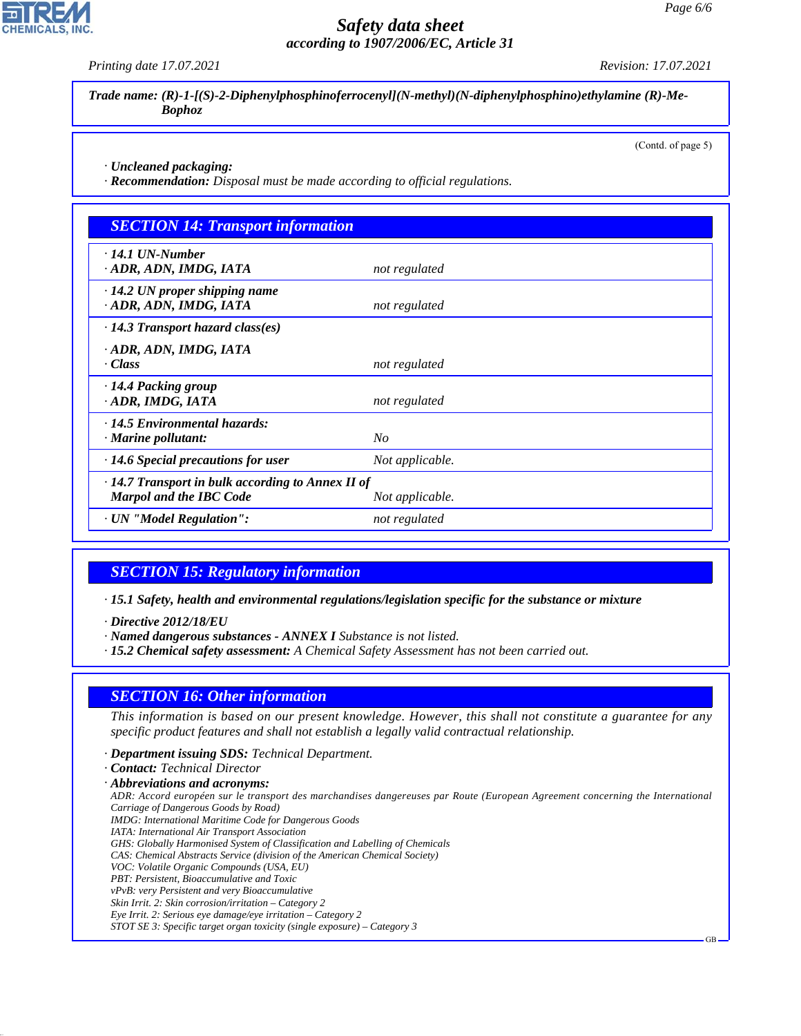Trade name: (R)-1-[(S)-2-Diphenylphosphinoferrocenyl](N-methyl)(N-diphenylphosphino)ethylamine (R)-Me-Bophoz

(Contd. of page 5)

· **Uncleaned packaging:**
· **Recommendation:** Disposal must be made according to official regulations.

## SECTION 14: Transport information

| | |
|---|---|
| · **14.1 UN-Number**<br>· **ADR, ADN, IMDG, IATA** | not regulated |
| · **14.2 UN proper shipping name**<br>· **ADR, ADN, IMDG, IATA** | not regulated |
| · **14.3 Transport hazard class(es)**<br>· **ADR, ADN, IMDG, IATA**<br>· **Class** | not regulated |
| · **14.4 Packing group**<br>· **ADR, IMDG, IATA** | not regulated |
| · **14.5 Environmental hazards:**<br>· **Marine pollutant:** | No |
| · **14.6 Special precautions for user** | Not applicable. |
| · **14.7 Transport in bulk according to Annex II of Marpol and the IBC Code** | Not applicable. |
| · **UN "Model Regulation":** | not regulated |

## SECTION 15: Regulatory information

· **15.1 Safety, health and environmental regulations/legislation specific for the substance or mixture**

· **Directive 2012/18/EU**
· **Named dangerous substances - ANNEX I** Substance is not listed.
· **15.2 Chemical safety assessment:** A Chemical Safety Assessment has not been carried out.

## SECTION 16: Other information

This information is based on our present knowledge. However, this shall not constitute a guarantee for any specific product features and shall not establish a legally valid contractual relationship.

· **Department issuing SDS:** Technical Department.
· **Contact:** Technical Director
· **Abbreviations and acronyms:**
ADR: Accord européen sur le transport des marchandises dangereuses par Route (European Agreement concerning the International Carriage of Dangerous Goods by Road)
IMDG: International Maritime Code for Dangerous Goods
IATA: International Air Transport Association
GHS: Globally Harmonised System of Classification and Labelling of Chemicals
CAS: Chemical Abstracts Service (division of the American Chemical Society)
VOC: Volatile Organic Compounds (USA, EU)
PBT: Persistent, Bioaccumulative and Toxic
vPvB: very Persistent and very Bioaccumulative
Skin Irrit. 2: Skin corrosion/irritation – Category 2
Eye Irrit. 2: Serious eye damage/eye irritation – Category 2
STOT SE 3: Specific target organ toxicity (single exposure) – Category 3